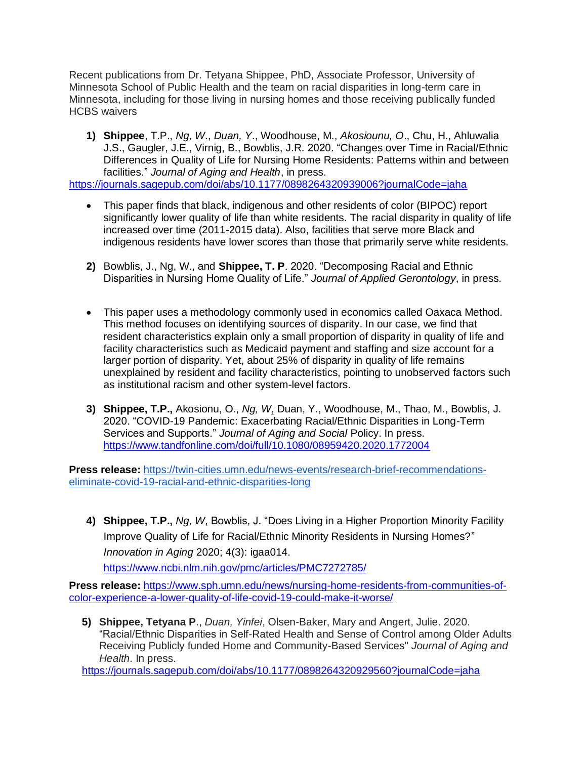Recent publications from Dr. Tetyana Shippee, PhD, Associate Professor, University of Minnesota School of Public Health and the team on racial disparities in long-term care in Minnesota, including for those living in nursing homes and those receiving publically funded HCBS waivers

1) **Shippee**, T.P., *Ng, W*., *Duan, Y*., Woodhouse, M., *Akosiounu, O*., Chu, H., Ahluwalia J.S., Gaugler, J.E., Virnig, B., Bowblis, J.R. 2020. "Changes over Time in Racial/Ethnic Differences in Quality of Life for Nursing Home Residents: Patterns within and between facilities." *Journal of Aging and Health*, in press.

https://journals.sagepub.com/doi/abs/10.1177/0898264320939006?journalCode=jaha

- This paper finds that black, indigenous and other residents of color (BIPOC) report significantly lower quality of life than white residents. The racial disparity in quality of life increased over time (2011-2015 data). Also, facilities that serve more Black and indigenous residents have lower scores than those that primarily serve white residents.

2) Bowblis, J., Ng, W., and **Shippee, T. P**. 2020. "Decomposing Racial and Ethnic Disparities in Nursing Home Quality of Life." *Journal of Applied Gerontology*, in press.

- This paper uses a methodology commonly used in economics called Oaxaca Method. This method focuses on identifying sources of disparity. In our case, we find that resident characteristics explain only a small proportion of disparity in quality of life and facility characteristics such as Medicaid payment and staffing and size account for a larger portion of disparity. Yet, about 25% of disparity in quality of life remains unexplained by resident and facility characteristics, pointing to unobserved factors such as institutional racism and other system-level factors.

3) **Shippee, T.P.,** Akosionu, O., *Ng, W*, Duan, Y., Woodhouse, M., Thao, M., Bowblis, J. 2020. "COVID-19 Pandemic: Exacerbating Racial/Ethnic Disparities in Long-Term Services and Supports." *Journal of Aging and Social* Policy. In press. https://www.tandfonline.com/doi/full/10.1080/08959420.2020.1772004

**Press release:** https://twin-cities.umn.edu/news-events/research-brief-recommendations-eliminate-covid-19-racial-and-ethnic-disparities-long

4) **Shippee, T.P.,** *Ng, W*, Bowblis, J. "Does Living in a Higher Proportion Minority Facility Improve Quality of Life for Racial/Ethnic Minority Residents in Nursing Homes?" *Innovation in Aging* 2020; 4(3): igaa014. https://www.ncbi.nlm.nih.gov/pmc/articles/PMC7272785/

**Press release:** https://www.sph.umn.edu/news/nursing-home-residents-from-communities-of-color-experience-a-lower-quality-of-life-covid-19-could-make-it-worse/

5) **Shippee, Tetyana P**., *Duan, Yinfei*, Olsen-Baker, Mary and Angert, Julie. 2020. "Racial/Ethnic Disparities in Self-Rated Health and Sense of Control among Older Adults Receiving Publicly funded Home and Community-Based Services" *Journal of Aging and Health*. In press. https://journals.sagepub.com/doi/abs/10.1177/0898264320929560?journalCode=jaha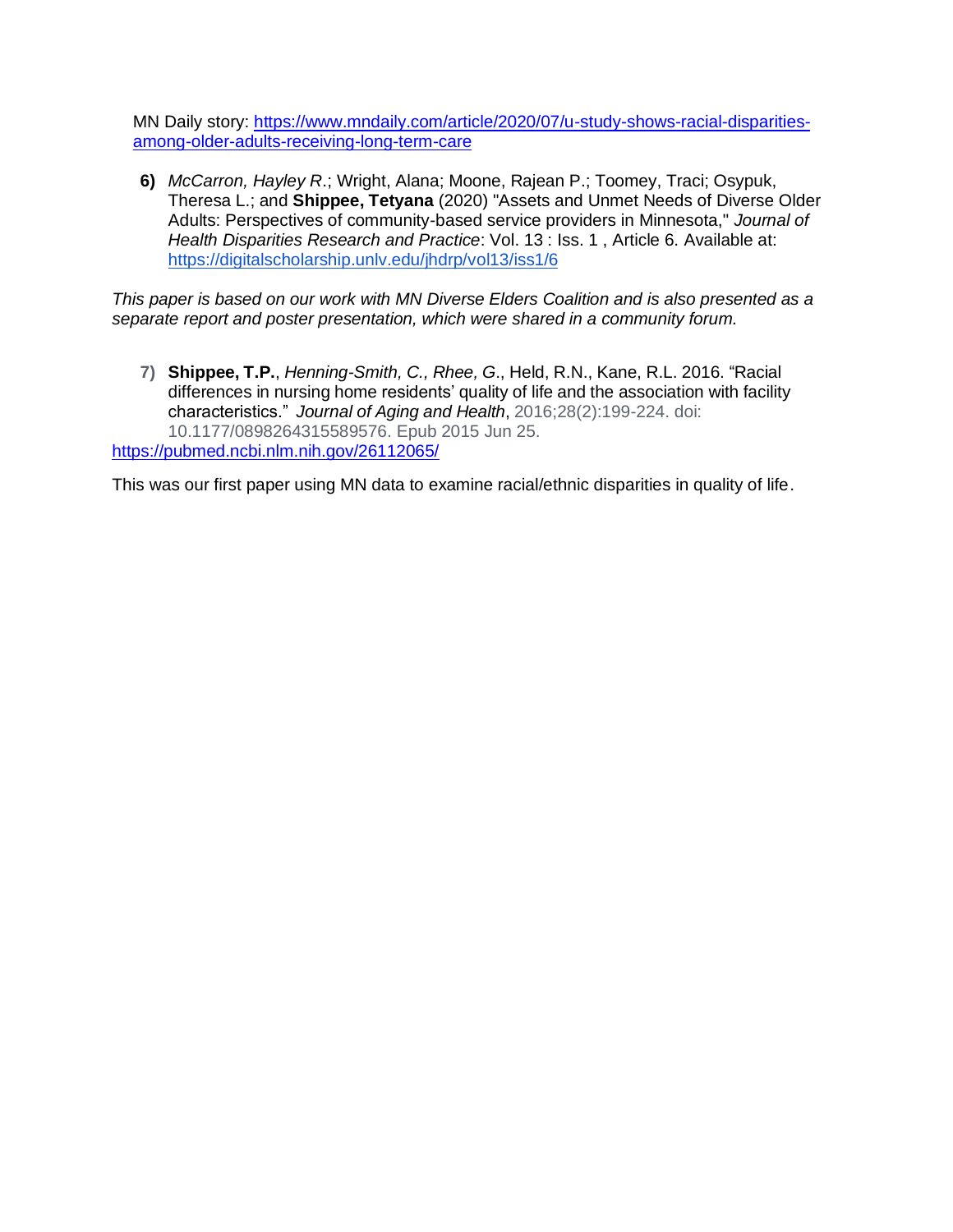MN Daily story: https://www.mndaily.com/article/2020/07/u-study-shows-racial-disparities-among-older-adults-receiving-long-term-care

6) *McCarron, Hayley R*.; Wright, Alana; Moone, Rajean P.; Toomey, Traci; Osypuk, Theresa L.; and **Shippee, Tetyana** (2020) "Assets and Unmet Needs of Diverse Older Adults: Perspectives of community-based service providers in Minnesota," *Journal of Health Disparities Research and Practice*: Vol. 13 : Iss. 1 , Article 6. Available at: https://digitalscholarship.unlv.edu/jhdrp/vol13/iss1/6

*This paper is based on our work with MN Diverse Elders Coalition and is also presented as a separate report and poster presentation, which were shared in a community forum.*

7) **Shippee, T.P.**, *Henning-Smith, C., Rhee, G*., Held, R.N., Kane, R.L. 2016. "Racial differences in nursing home residents' quality of life and the association with facility characteristics." *Journal of Aging and Health*, 2016;28(2):199-224. doi: 10.1177/0898264315589576. Epub 2015 Jun 25. https://pubmed.ncbi.nlm.nih.gov/26112065/

This was our first paper using MN data to examine racial/ethnic disparities in quality of life.